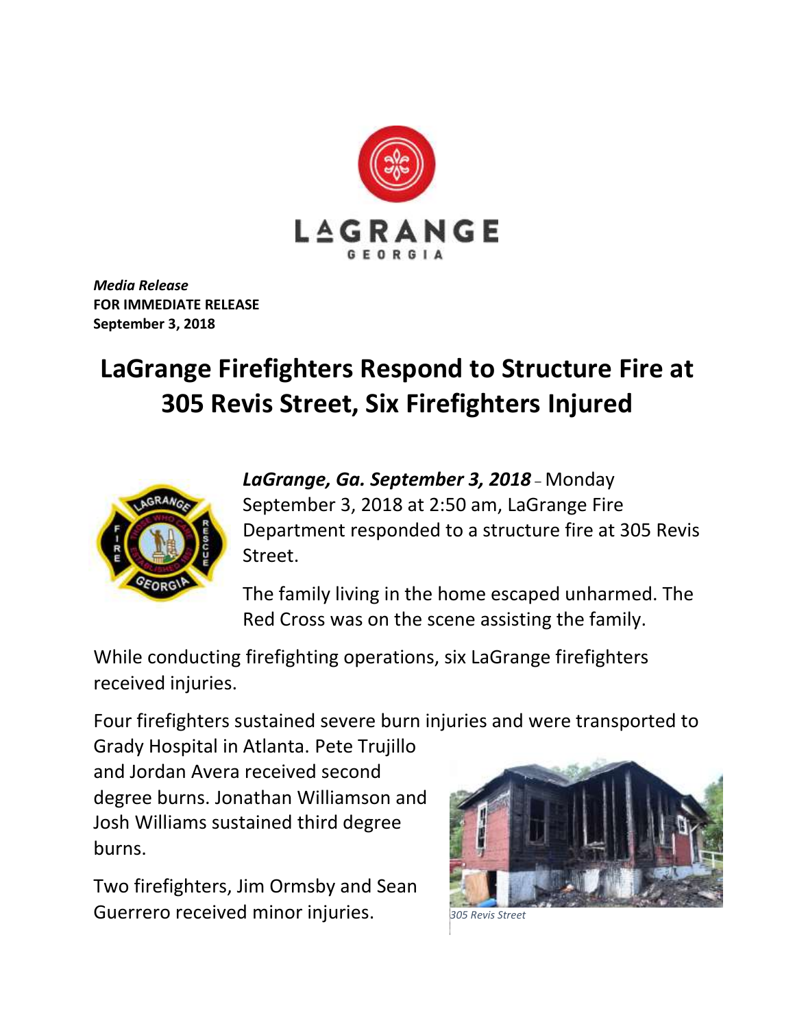*Media Release*
**FOR IMMEDIATE RELEASE**
**September 3, 2018**

# LaGrange Firefighters Respond to Structure Fire at 305 Revis Street, Six Firefighters Injured

***LaGrange, Ga. September 3, 2018*** – Monday September 3, 2018 at 2:50 am, LaGrange Fire Department responded to a structure fire at 305 Revis Street.

The family living in the home escaped unharmed. The Red Cross was on the scene assisting the family.

While conducting firefighting operations, six LaGrange firefighters received injuries.

Four firefighters sustained severe burn injuries and were transported to Grady Hospital in Atlanta. Pete Trujillo and Jordan Avera received second degree burns. Jonathan Williamson and Josh Williams sustained third degree burns.

Two firefighters, Jim Ormsby and Sean Guerrero received minor injuries.

*305 Revis Street*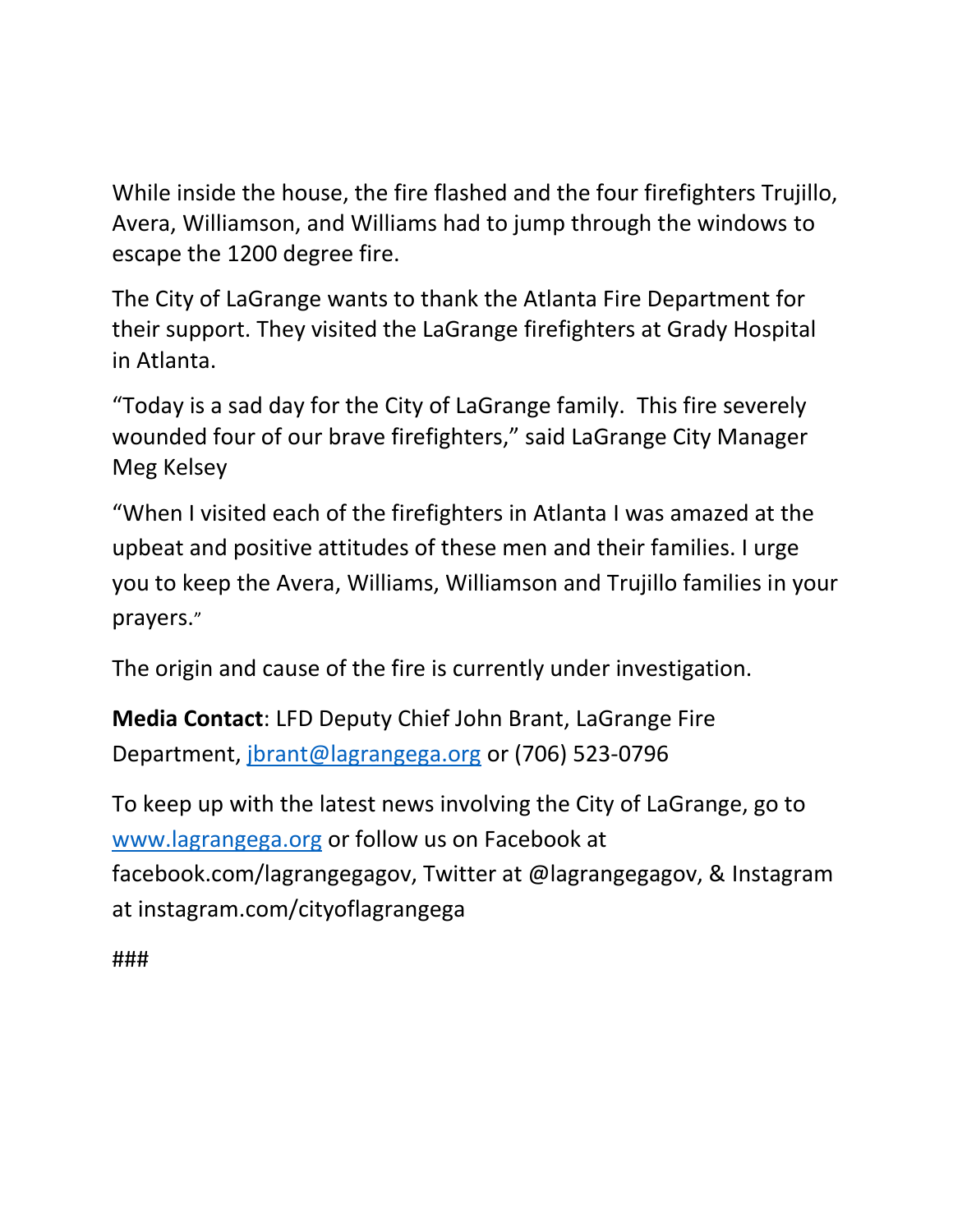While inside the house, the fire flashed and the four firefighters Trujillo, Avera, Williamson, and Williams had to jump through the windows to escape the 1200 degree fire.

The City of LaGrange wants to thank the Atlanta Fire Department for their support. They visited the LaGrange firefighters at Grady Hospital in Atlanta.

"Today is a sad day for the City of LaGrange family. This fire severely wounded four of our brave firefighters," said LaGrange City Manager Meg Kelsey

"When I visited each of the firefighters in Atlanta I was amazed at the upbeat and positive attitudes of these men and their families. I urge you to keep the Avera, Williams, Williamson and Trujillo families in your prayers."

The origin and cause of the fire is currently under investigation.

**Media Contact**: LFD Deputy Chief John Brant, LaGrange Fire Department, jbrant@lagrangega.org or (706) 523-0796

To keep up with the latest news involving the City of LaGrange, go to www.lagrangega.org or follow us on Facebook at facebook.com/lagrangegagov, Twitter at @lagrangegagov, & Instagram at instagram.com/cityoflagrangega

###